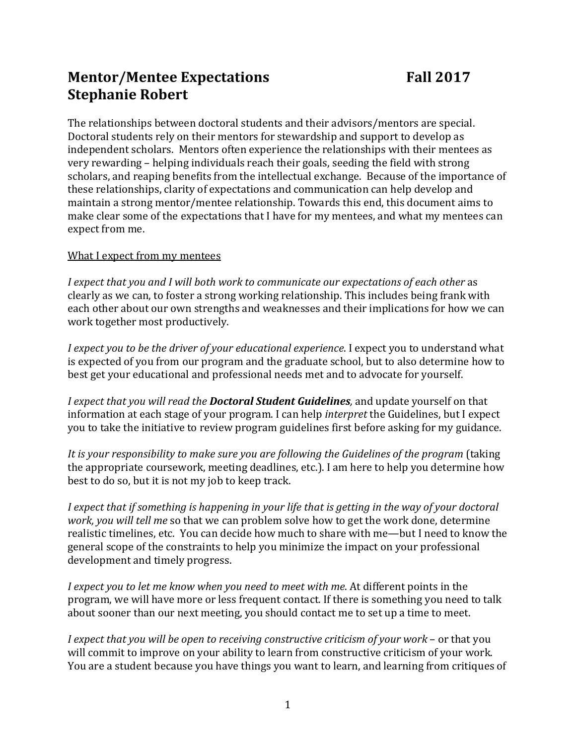# Mentor/Mentee Expectations Fall 2017
# Stephanie Robert

The relationships between doctoral students and their advisors/mentors are special. Doctoral students rely on their mentors for stewardship and support to develop as independent scholars. Mentors often experience the relationships with their mentees as very rewarding – helping individuals reach their goals, seeding the field with strong scholars, and reaping benefits from the intellectual exchange. Because of the importance of these relationships, clarity of expectations and communication can help develop and maintain a strong mentor/mentee relationship. Towards this end, this document aims to make clear some of the expectations that I have for my mentees, and what my mentees can expect from me.

<u>What I expect from my mentees</u>

*I expect that you and I will both work to communicate our expectations of each other* as clearly as we can, to foster a strong working relationship. This includes being frank with each other about our own strengths and weaknesses and their implications for how we can work together most productively.

*I expect you to be the driver of your educational experience*. I expect you to understand what is expected of you from our program and the graduate school, but to also determine how to best get your educational and professional needs met and to advocate for yourself.

*I expect that you will read the **Doctoral Student Guidelines**,* and update yourself on that information at each stage of your program. I can help *interpret* the Guidelines, but I expect you to take the initiative to review program guidelines first before asking for my guidance.

*It is your responsibility to make sure you are following the Guidelines of the program* (taking the appropriate coursework, meeting deadlines, etc.). I am here to help you determine how best to do so, but it is not my job to keep track.

*I expect that if something is happening in your life that is getting in the way of your doctoral work, you will tell me* so that we can problem solve how to get the work done, determine realistic timelines, etc. You can decide how much to share with me—but I need to know the general scope of the constraints to help you minimize the impact on your professional development and timely progress.

*I expect you to let me know when you need to meet with me*. At different points in the program, we will have more or less frequent contact. If there is something you need to talk about sooner than our next meeting, you should contact me to set up a time to meet.

*I expect that you will be open to receiving constructive criticism of your work* – or that you will commit to improve on your ability to learn from constructive criticism of your work. You are a student because you have things you want to learn, and learning from critiques of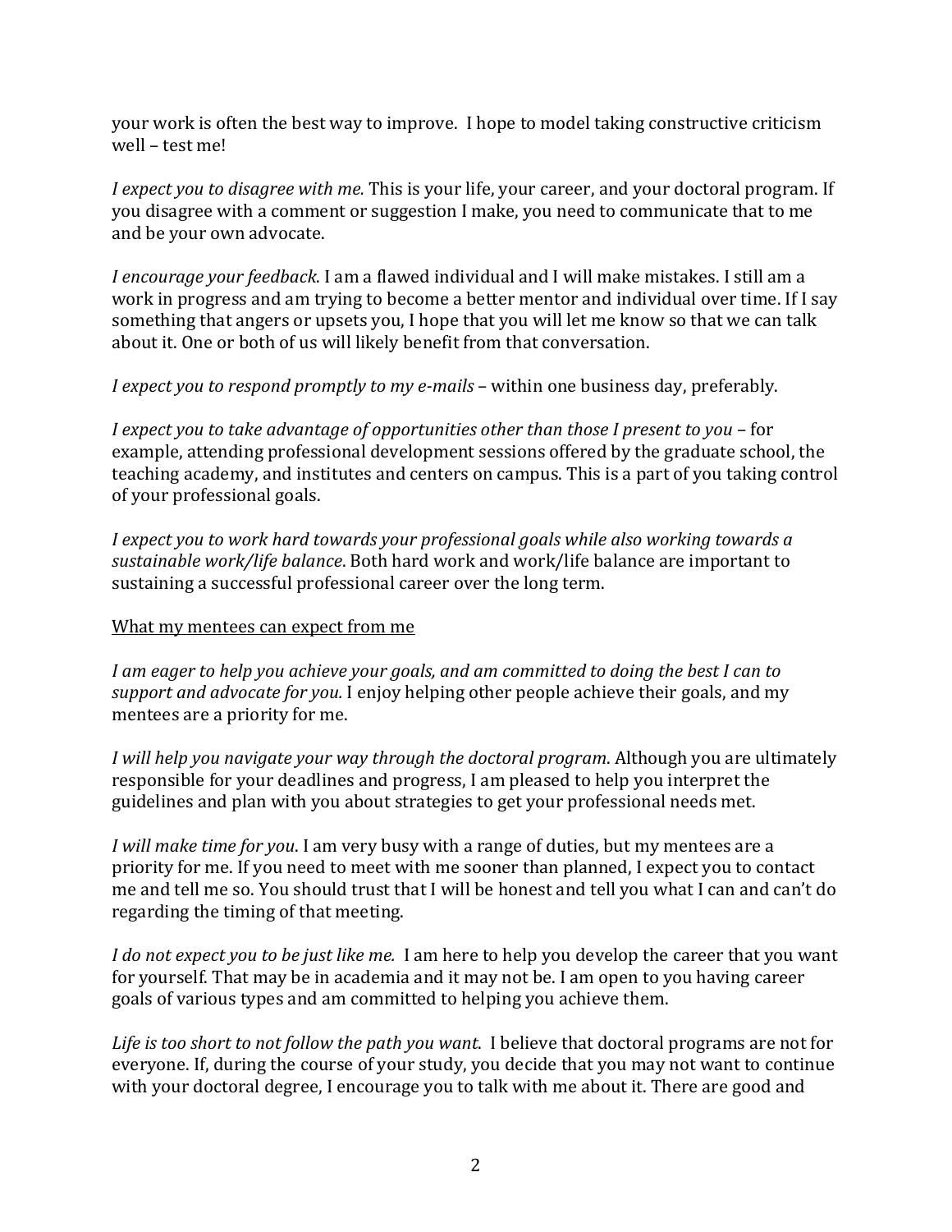your work is often the best way to improve. I hope to model taking constructive criticism well – test me!

*I expect you to disagree with me.* This is your life, your career, and your doctoral program. If you disagree with a comment or suggestion I make, you need to communicate that to me and be your own advocate.

*I encourage your feedback*. I am a flawed individual and I will make mistakes. I still am a work in progress and am trying to become a better mentor and individual over time. If I say something that angers or upsets you, I hope that you will let me know so that we can talk about it. One or both of us will likely benefit from that conversation.

*I expect you to respond promptly to my e-mails* – within one business day, preferably.

*I expect you to take advantage of opportunities other than those I present to you* – for example, attending professional development sessions offered by the graduate school, the teaching academy, and institutes and centers on campus. This is a part of you taking control of your professional goals.

*I expect you to work hard towards your professional goals while also working towards a sustainable work/life balance*. Both hard work and work/life balance are important to sustaining a successful professional career over the long term.

<u>What my mentees can expect from me</u>

*I am eager to help you achieve your goals, and am committed to doing the best I can to support and advocate for you.* I enjoy helping other people achieve their goals, and my mentees are a priority for me.

*I will help you navigate your way through the doctoral program*. Although you are ultimately responsible for your deadlines and progress, I am pleased to help you interpret the guidelines and plan with you about strategies to get your professional needs met.

*I will make time for you*. I am very busy with a range of duties, but my mentees are a priority for me. If you need to meet with me sooner than planned, I expect you to contact me and tell me so. You should trust that I will be honest and tell you what I can and can't do regarding the timing of that meeting.

*I do not expect you to be just like me.* I am here to help you develop the career that you want for yourself. That may be in academia and it may not be. I am open to you having career goals of various types and am committed to helping you achieve them.

*Life is too short to not follow the path you want.* I believe that doctoral programs are not for everyone. If, during the course of your study, you decide that you may not want to continue with your doctoral degree, I encourage you to talk with me about it. There are good and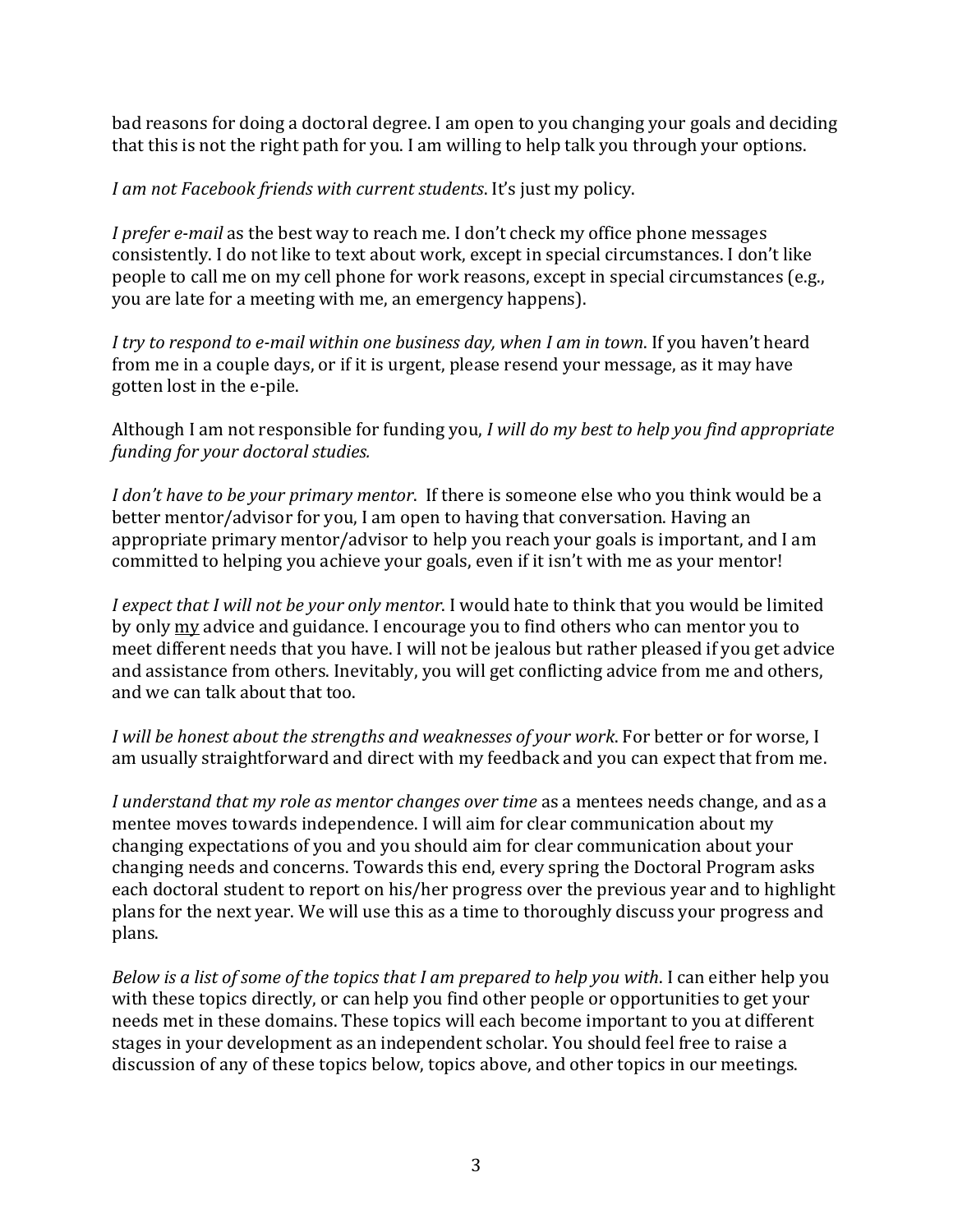bad reasons for doing a doctoral degree. I am open to you changing your goals and deciding that this is not the right path for you. I am willing to help talk you through your options.

*I am not Facebook friends with current students*. It's just my policy.

*I prefer e-mail* as the best way to reach me. I don't check my office phone messages consistently. I do not like to text about work, except in special circumstances. I don't like people to call me on my cell phone for work reasons, except in special circumstances (e.g., you are late for a meeting with me, an emergency happens).

*I try to respond to e-mail within one business day, when I am in town*. If you haven't heard from me in a couple days, or if it is urgent, please resend your message, as it may have gotten lost in the e-pile.

Although I am not responsible for funding you, *I will do my best to help you find appropriate funding for your doctoral studies.*

*I don't have to be your primary mentor*. If there is someone else who you think would be a better mentor/advisor for you, I am open to having that conversation. Having an appropriate primary mentor/advisor to help you reach your goals is important, and I am committed to helping you achieve your goals, even if it isn't with me as your mentor!

*I expect that I will not be your only mentor*. I would hate to think that you would be limited by only <u>my</u> advice and guidance. I encourage you to find others who can mentor you to meet different needs that you have. I will not be jealous but rather pleased if you get advice and assistance from others. Inevitably, you will get conflicting advice from me and others, and we can talk about that too.

*I will be honest about the strengths and weaknesses of your work*. For better or for worse, I am usually straightforward and direct with my feedback and you can expect that from me.

*I understand that my role as mentor changes over time* as a mentees needs change, and as a mentee moves towards independence. I will aim for clear communication about my changing expectations of you and you should aim for clear communication about your changing needs and concerns. Towards this end, every spring the Doctoral Program asks each doctoral student to report on his/her progress over the previous year and to highlight plans for the next year. We will use this as a time to thoroughly discuss your progress and plans.

*Below is a list of some of the topics that I am prepared to help you with*. I can either help you with these topics directly, or can help you find other people or opportunities to get your needs met in these domains. These topics will each become important to you at different stages in your development as an independent scholar. You should feel free to raise a discussion of any of these topics below, topics above, and other topics in our meetings.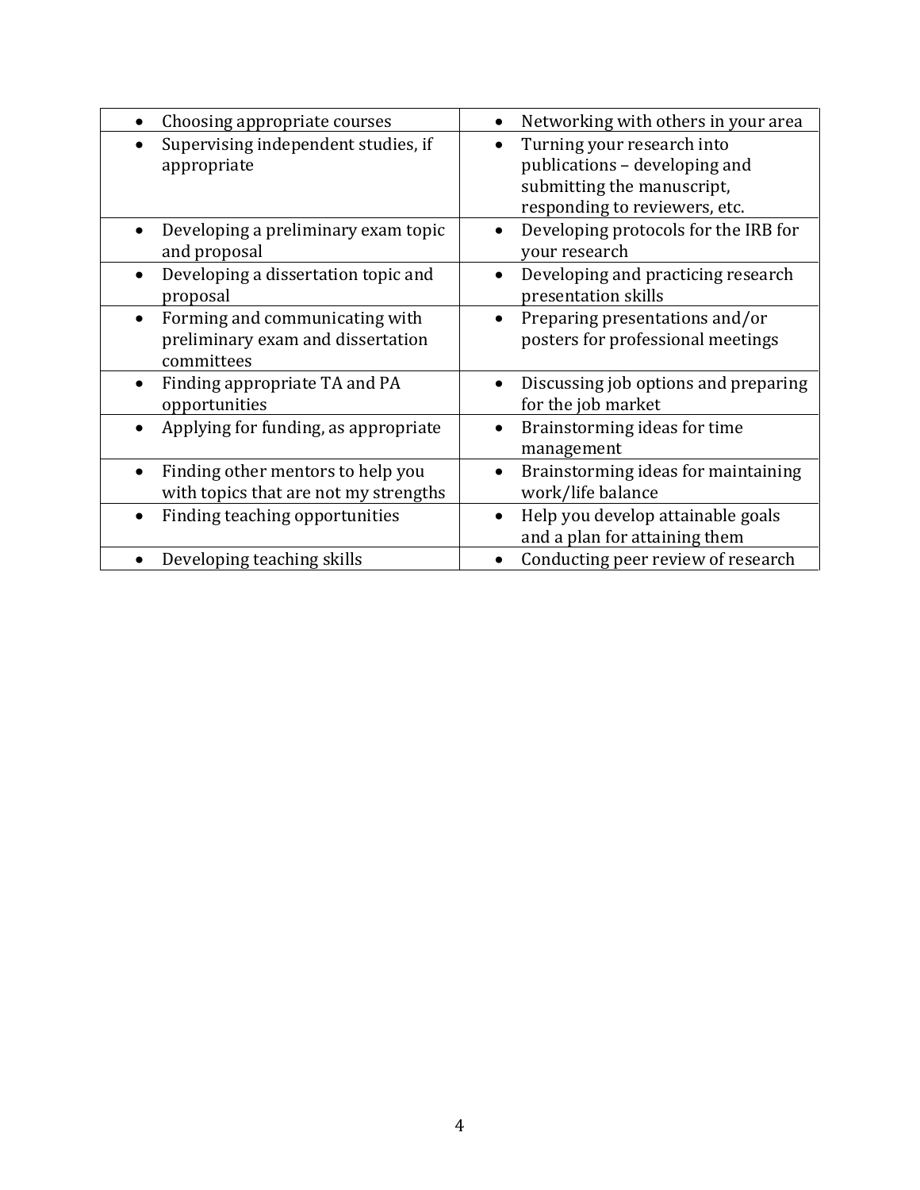| | |
|---|---|
| • Choosing appropriate courses | • Networking with others in your area |
| • Supervising independent studies, if appropriate | • Turning your research into publications – developing and submitting the manuscript, responding to reviewers, etc. |
| • Developing a preliminary exam topic and proposal | • Developing protocols for the IRB for your research |
| • Developing a dissertation topic and proposal | • Developing and practicing research presentation skills |
| • Forming and communicating with preliminary exam and dissertation committees | • Preparing presentations and/or posters for professional meetings |
| • Finding appropriate TA and PA opportunities | • Discussing job options and preparing for the job market |
| • Applying for funding, as appropriate | • Brainstorming ideas for time management |
| • Finding other mentors to help you with topics that are not my strengths | • Brainstorming ideas for maintaining work/life balance |
| • Finding teaching opportunities | • Help you develop attainable goals and a plan for attaining them |
| • Developing teaching skills | • Conducting peer review of research |